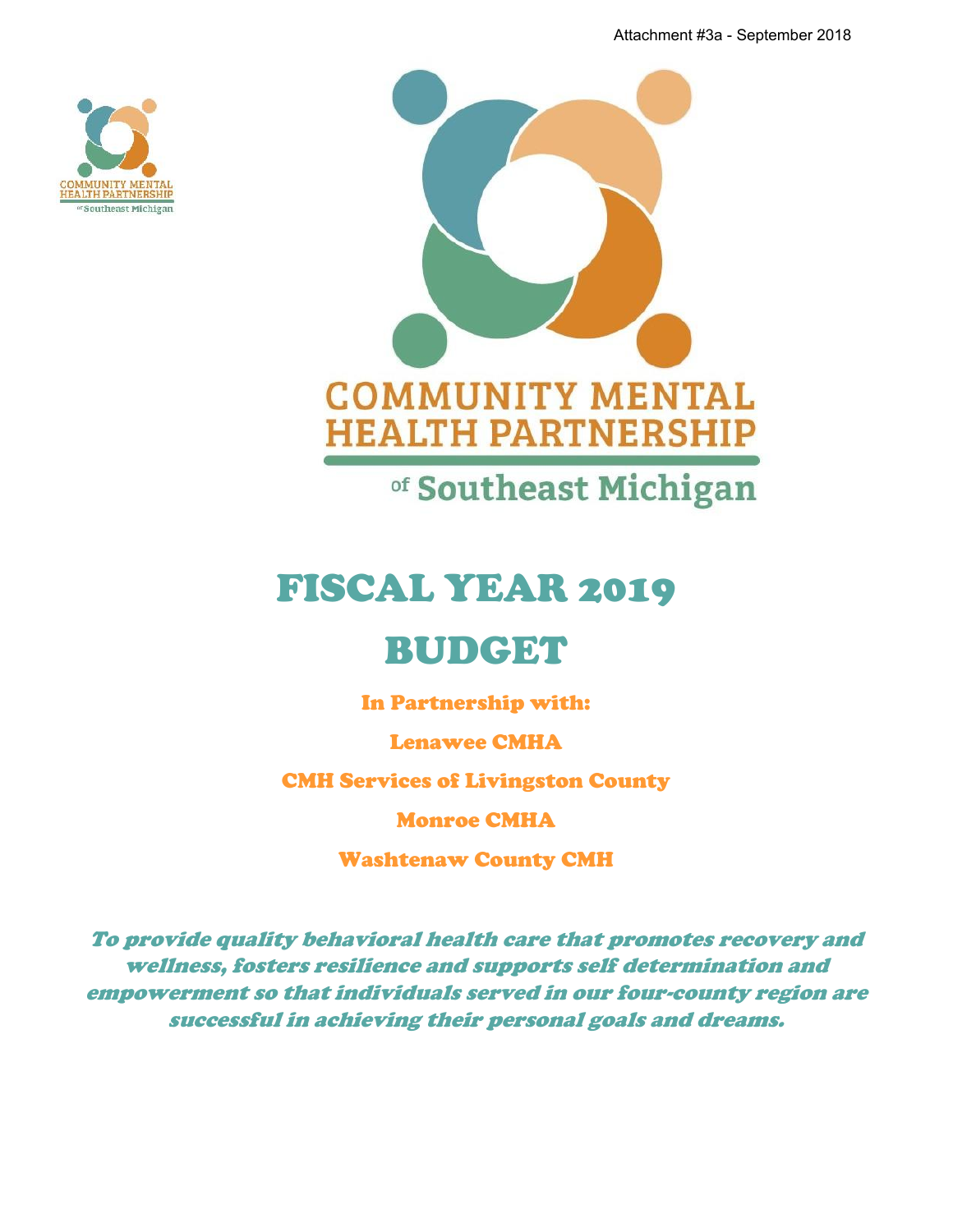Attachment #3a - September 2018

COMMUNITY MENTAL HEALTH PARTNERSHIP of Southeast Michigan

# FISCAL YEAR 2019

# BUDGET

In Partnership with:

Lenawee CMHA

CMH Services of Livingston County

Monroe CMHA

Washtenaw County CMH

*To provide quality behavioral health care that promotes recovery and wellness, fosters resilience and supports self determination and empowerment so that individuals served in our four-county region are successful in achieving their personal goals and dreams.*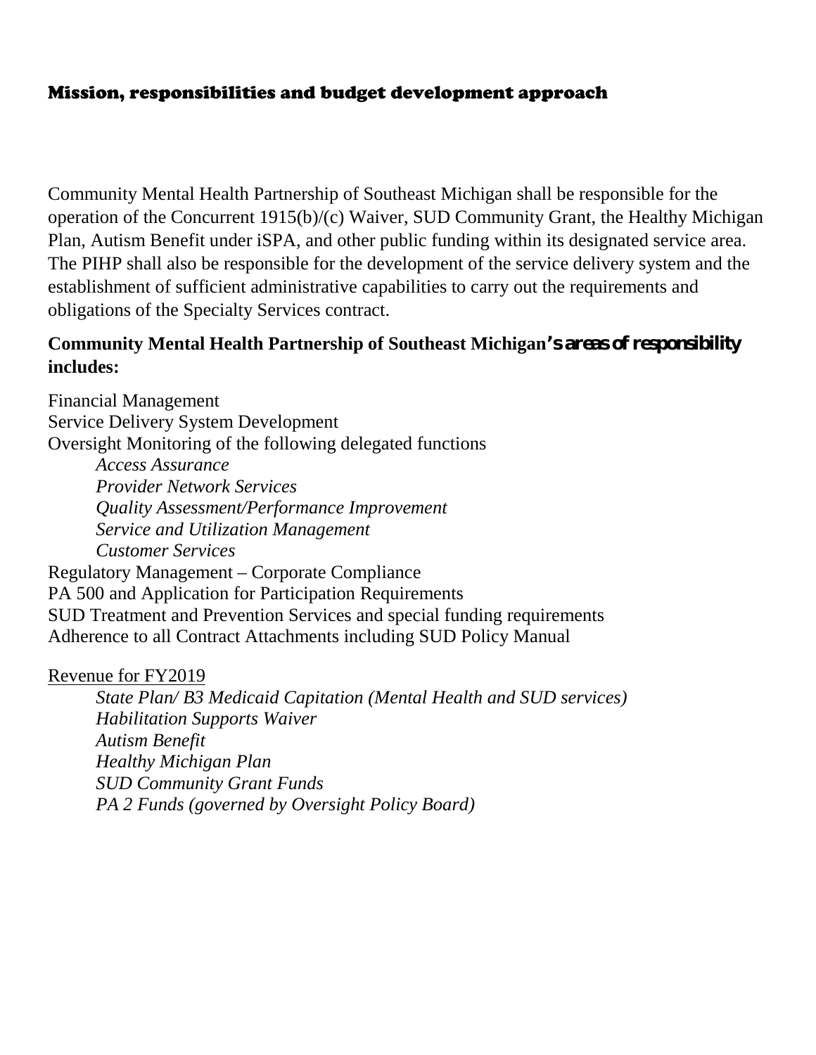## Mission, responsibilities and budget development approach

Community Mental Health Partnership of Southeast Michigan shall be responsible for the operation of the Concurrent 1915(b)/(c) Waiver, SUD Community Grant, the Healthy Michigan Plan, Autism Benefit under iSPA, and other public funding within its designated service area. The PIHP shall also be responsible for the development of the service delivery system and the establishment of sufficient administrative capabilities to carry out the requirements and obligations of the Specialty Services contract.

**Community Mental Health Partnership of Southeast Michigan's areas of responsibility includes:**

Financial Management
Service Delivery System Development
Oversight Monitoring of the following delegated functions

- *Access Assurance*
- *Provider Network Services*
- *Quality Assessment/Performance Improvement*
- *Service and Utilization Management*
- *Customer Services*

Regulatory Management – Corporate Compliance
PA 500 and Application for Participation Requirements
SUD Treatment and Prevention Services and special funding requirements
Adherence to all Contract Attachments including SUD Policy Manual

<u>Revenue for FY2019</u>

- *State Plan/ B3 Medicaid Capitation (Mental Health and SUD services)*
- *Habilitation Supports Waiver*
- *Autism Benefit*
- *Healthy Michigan Plan*
- *SUD Community Grant Funds*
- *PA 2 Funds (governed by Oversight Policy Board)*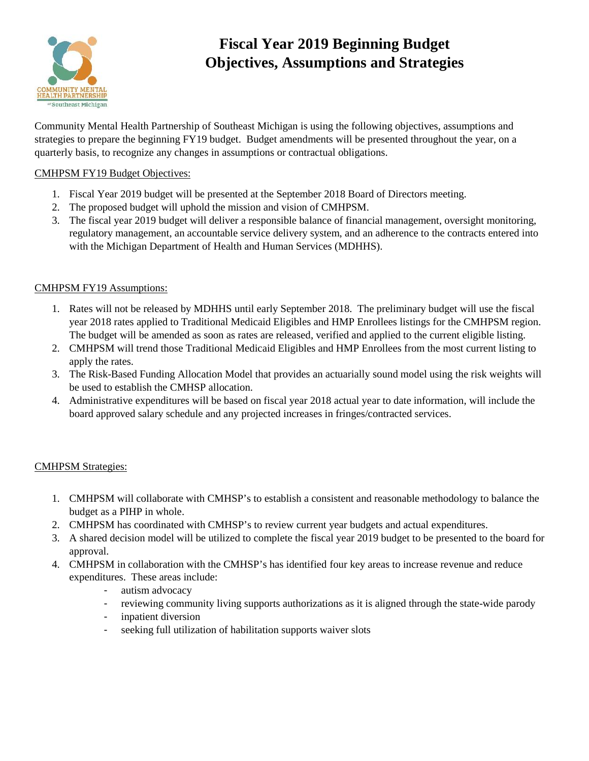# Fiscal Year 2019 Beginning Budget
# Objectives, Assumptions and Strategies

Community Mental Health Partnership of Southeast Michigan is using the following objectives, assumptions and strategies to prepare the beginning FY19 budget. Budget amendments will be presented throughout the year, on a quarterly basis, to recognize any changes in assumptions or contractual obligations.

## CMHPSM FY19 Budget Objectives:

1. Fiscal Year 2019 budget will be presented at the September 2018 Board of Directors meeting.
2. The proposed budget will uphold the mission and vision of CMHPSM.
3. The fiscal year 2019 budget will deliver a responsible balance of financial management, oversight monitoring, regulatory management, an accountable service delivery system, and an adherence to the contracts entered into with the Michigan Department of Health and Human Services (MDHHS).

## CMHPSM FY19 Assumptions:

1. Rates will not be released by MDHHS until early September 2018. The preliminary budget will use the fiscal year 2018 rates applied to Traditional Medicaid Eligibles and HMP Enrollees listings for the CMHPSM region. The budget will be amended as soon as rates are released, verified and applied to the current eligible listing.
2. CMHPSM will trend those Traditional Medicaid Eligibles and HMP Enrollees from the most current listing to apply the rates.
3. The Risk-Based Funding Allocation Model that provides an actuarially sound model using the risk weights will be used to establish the CMHSP allocation.
4. Administrative expenditures will be based on fiscal year 2018 actual year to date information, will include the board approved salary schedule and any projected increases in fringes/contracted services.

## CMHPSM Strategies:

1. CMHPSM will collaborate with CMHSP's to establish a consistent and reasonable methodology to balance the budget as a PIHP in whole.
2. CMHPSM has coordinated with CMHSP's to review current year budgets and actual expenditures.
3. A shared decision model will be utilized to complete the fiscal year 2019 budget to be presented to the board for approval.
4. CMHPSM in collaboration with the CMHSP's has identified four key areas to increase revenue and reduce expenditures. These areas include:
   - autism advocacy
   - reviewing community living supports authorizations as it is aligned through the state-wide parody
   - inpatient diversion
   - seeking full utilization of habilitation supports waiver slots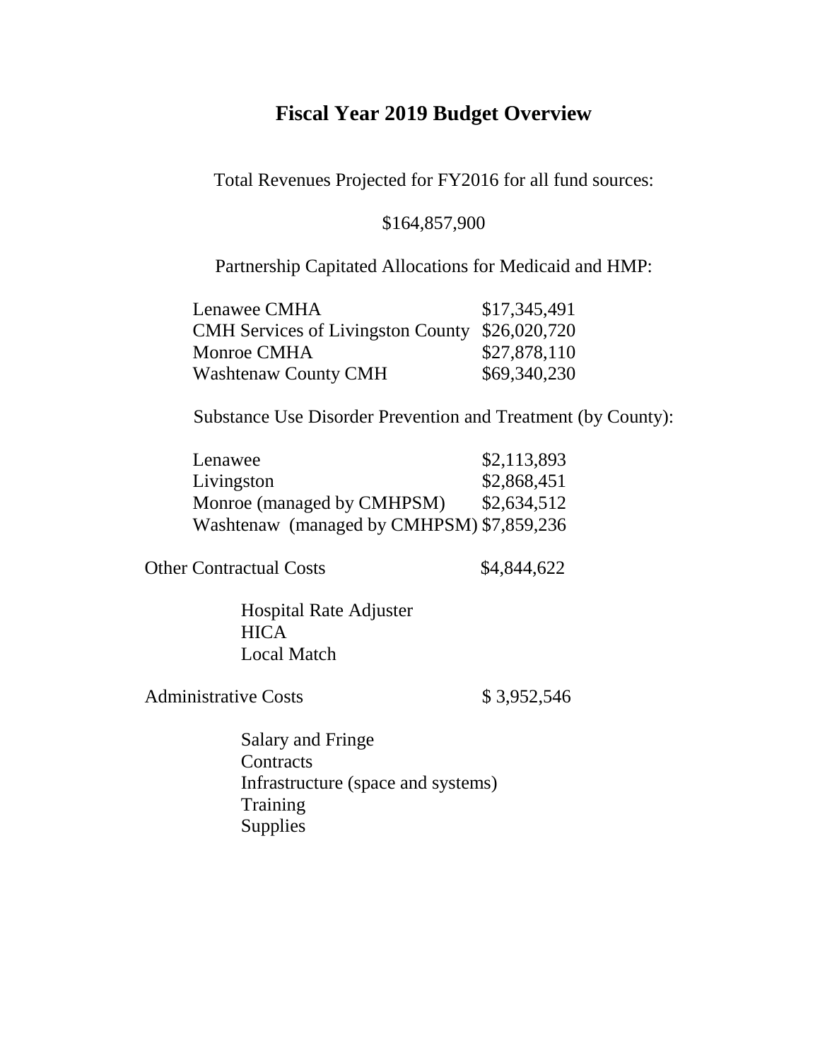# Fiscal Year 2019 Budget Overview

Total Revenues Projected for FY2016 for all fund sources:

$164,857,900

Partnership Capitated Allocations for Medicaid and HMP:

| | |
|---|---|
| Lenawee CMHA | $17,345,491 |
| CMH Services of Livingston County | $26,020,720 |
| Monroe CMHA | $27,878,110 |
| Washtenaw County CMH | $69,340,230 |

Substance Use Disorder Prevention and Treatment (by County):

| | |
|---|---|
| Lenawee | $2,113,893 |
| Livingston | $2,868,451 |
| Monroe (managed by CMHPSM) | $2,634,512 |
| Washtenaw (managed by CMHPSM) | $7,859,236 |

Other Contractual Costs $4,844,622

- Hospital Rate Adjuster
- HICA
- Local Match

Administrative Costs $ 3,952,546

- Salary and Fringe
- Contracts
- Infrastructure (space and systems)
- Training
- Supplies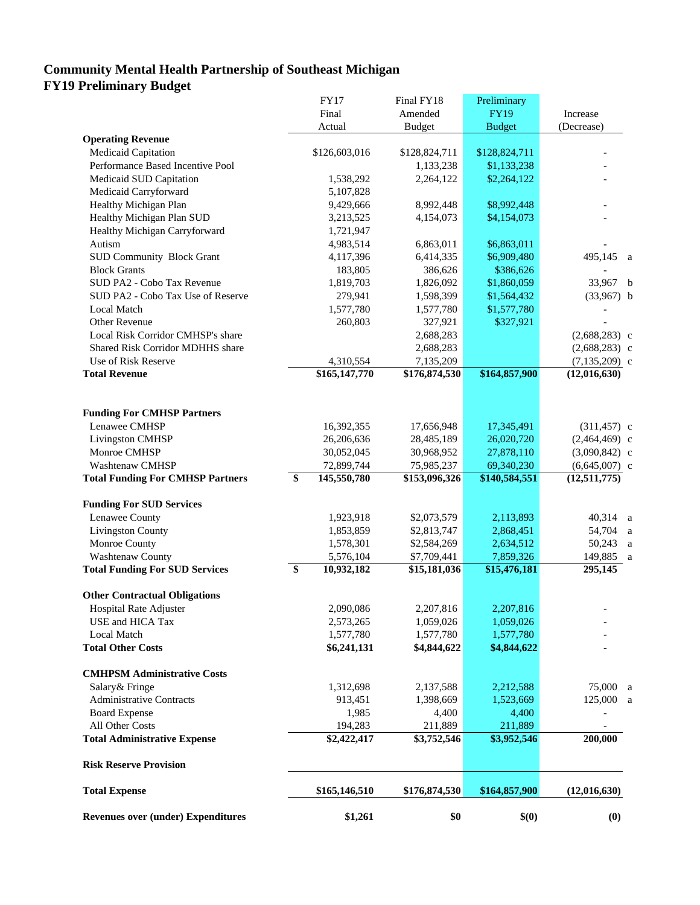# Community Mental Health Partnership of Southeast Michigan
## FY19 Preliminary Budget

| | FY17 Final Actual | Final FY18 Amended Budget | Preliminary FY19 Budget | Increase (Decrease) | |
|---|---|---|---|---|---|
| **Operating Revenue** | | | | | |
| Medicaid Capitation | $126,603,016 | $128,824,711 | $128,824,711 | - | |
| Performance Based Incentive Pool | | 1,133,238 | $1,133,238 | - | |
| Medicaid SUD Capitation | 1,538,292 | 2,264,122 | $2,264,122 | - | |
| Medicaid Carryforward | 5,107,828 | | | | |
| Healthy Michigan Plan | 9,429,666 | 8,992,448 | $8,992,448 | - | |
| Healthy Michigan Plan SUD | 3,213,525 | 4,154,073 | $4,154,073 | - | |
| Healthy Michigan Carryforward | 1,721,947 | | | | |
| Autism | 4,983,514 | 6,863,011 | $6,863,011 | - | |
| SUD Community Block Grant | 4,117,396 | 6,414,335 | $6,909,480 | 495,145 | a |
| Block Grants | 183,805 | 386,626 | $386,626 | - | |
| SUD PA2 - Cobo Tax Revenue | 1,819,703 | 1,826,092 | $1,860,059 | 33,967 | b |
| SUD PA2 - Cobo Tax Use of Reserve | 279,941 | 1,598,399 | $1,564,432 | (33,967) | b |
| Local Match | 1,577,780 | 1,577,780 | $1,577,780 | - | |
| Other Revenue | 260,803 | 327,921 | $327,921 | - | |
| Local Risk Corridor CMHSP's share | | 2,688,283 | | (2,688,283) | c |
| Shared Risk Corridor MDHHS share | | 2,688,283 | | (2,688,283) | c |
| Use of Risk Reserve | 4,310,554 | 7,135,209 | | (7,135,209) | c |
| **Total Revenue** | **$165,147,770** | **$176,874,530** | **$164,857,900** | **(12,016,630)** | |
| | | | | | |
| **Funding For CMHSP Partners** | | | | | |
| Lenawee CMHSP | 16,392,355 | 17,656,948 | 17,345,491 | (311,457) | c |
| Livingston CMHSP | 26,206,636 | 28,485,189 | 26,020,720 | (2,464,469) | c |
| Monroe CMHSP | 30,052,045 | 30,968,952 | 27,878,110 | (3,090,842) | c |
| Washtenaw CMHSP | 72,899,744 | 75,985,237 | 69,340,230 | (6,645,007) | c |
| **Total Funding For CMHSP Partners** | **$ 145,550,780** | **$153,096,326** | **$140,584,551** | **(12,511,775)** | |
| | | | | | |
| **Funding For SUD Services** | | | | | |
| Lenawee County | 1,923,918 | $2,073,579 | 2,113,893 | 40,314 | a |
| Livingston County | 1,853,859 | $2,813,747 | 2,868,451 | 54,704 | a |
| Monroe County | 1,578,301 | $2,584,269 | 2,634,512 | 50,243 | a |
| Washtenaw County | 5,576,104 | $7,709,441 | 7,859,326 | 149,885 | a |
| **Total Funding For SUD Services** | **$ 10,932,182** | **$15,181,036** | **$15,476,181** | **295,145** | |
| | | | | | |
| **Other Contractual Obligations** | | | | | |
| Hospital Rate Adjuster | 2,090,086 | 2,207,816 | 2,207,816 | - | |
| USE and HICA Tax | 2,573,265 | 1,059,026 | 1,059,026 | - | |
| Local Match | 1,577,780 | 1,577,780 | 1,577,780 | - | |
| **Total Other Costs** | **$6,241,131** | **$4,844,622** | **$4,844,622** | **-** | |
| | | | | | |
| **CMHPSM Administrative Costs** | | | | | |
| Salary& Fringe | 1,312,698 | 2,137,588 | 2,212,588 | 75,000 | a |
| Administrative Contracts | 913,451 | 1,398,669 | 1,523,669 | 125,000 | a |
| Board Expense | 1,985 | 4,400 | 4,400 | - | |
| All Other Costs | 194,283 | 211,889 | 211,889 | - | |
| **Total Administrative Expense** | **$2,422,417** | **$3,752,546** | **$3,952,546** | **200,000** | |
| | | | | | |
| **Risk Reserve Provision** | | | | | |
| | | | | | |
| **Total Expense** | **$165,146,510** | **$176,874,530** | **$164,857,900** | **(12,016,630)** | |
| | | | | | |
| **Revenues over (under) Expenditures** | **$1,261** | **$0** | **$(0)** | **(0)** | |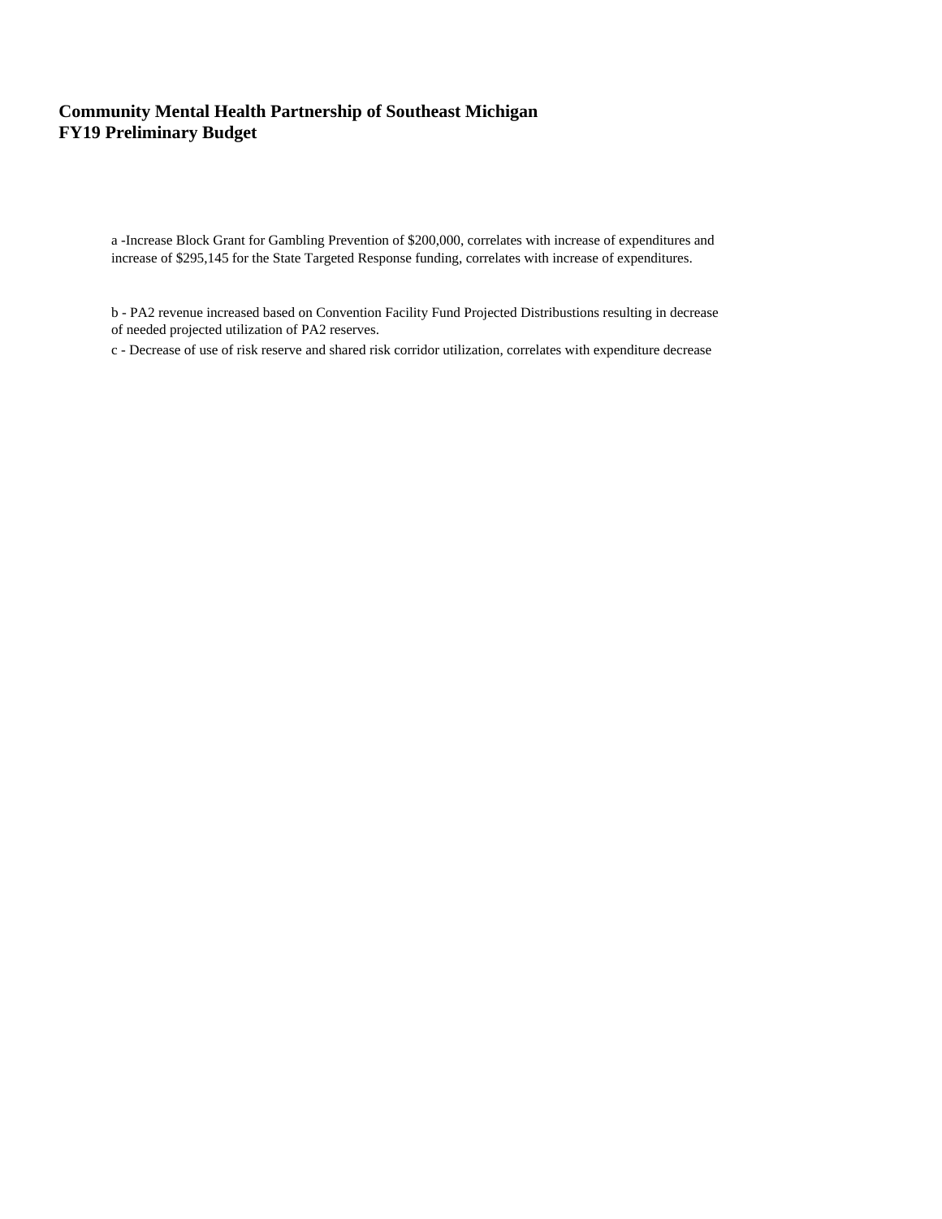**Community Mental Health Partnership of Southeast Michigan**
**FY19 Preliminary Budget**

a -Increase Block Grant for Gambling Prevention of $200,000, correlates with increase of expenditures and increase of $295,145 for the State Targeted Response funding, correlates with increase of expenditures.

b - PA2 revenue increased based on Convention Facility Fund Projected Distribustions resulting in decrease of needed projected utilization of PA2 reserves.

c - Decrease of use of risk reserve and shared risk corridor utilization, correlates with expenditure decrease